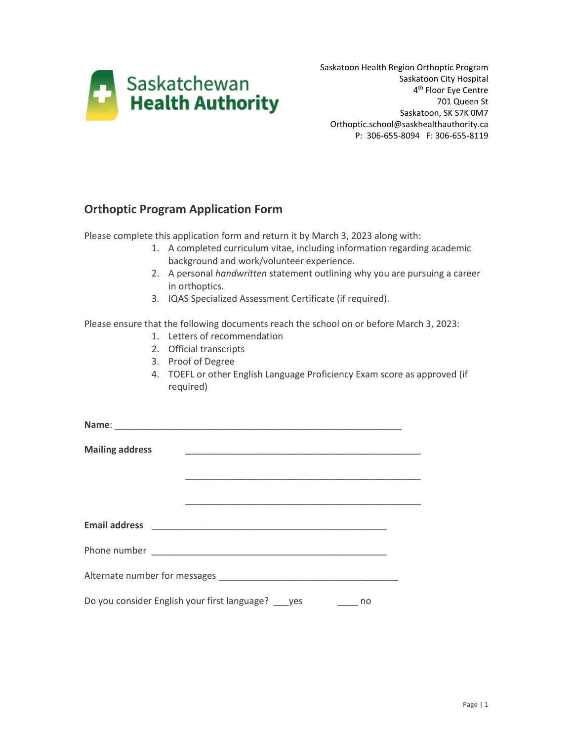Saskatchewan Health Authority

Saskatoon Health Region Orthoptic Program
Saskatoon City Hospital
4th Floor Eye Centre
701 Queen St
Saskatoon, SK S7K 0M7
Orthoptic.school@saskhealthauthority.ca
P: 306-655-8094 F: 306-655-8119

## Orthoptic Program Application Form

Please complete this application form and return it by March 3, 2023 along with:

1. A completed curriculum vitae, including information regarding academic background and work/volunteer experience.
2. A personal *handwritten* statement outlining why you are pursuing a career in orthoptics.
3. IQAS Specialized Assessment Certificate (if required).

Please ensure that the following documents reach the school on or before March 3, 2023:

1. Letters of recommendation
2. Official transcripts
3. Proof of Degree
4. TOEFL or other English Language Proficiency Exam score as approved (if required)

**Name**: ___________________________________________________________

**Mailing address** _________________________________________________

_________________________________________________

_________________________________________________

**Email address** _________________________________________________

Phone number _________________________________________________

Alternate number for messages _____________________________________

Do you consider English your first language? ___yes ____ no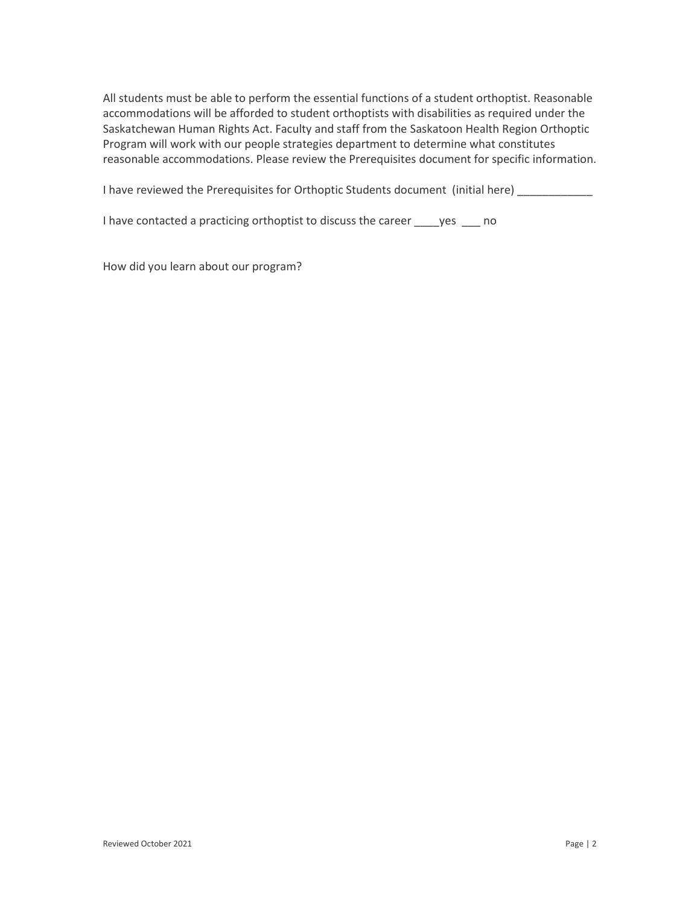All students must be able to perform the essential functions of a student orthoptist. Reasonable accommodations will be afforded to student orthoptists with disabilities as required under the Saskatchewan Human Rights Act. Faculty and staff from the Saskatoon Health Region Orthoptic Program will work with our people strategies department to determine what constitutes reasonable accommodations. Please review the Prerequisites document for specific information.

I have reviewed the Prerequisites for Orthoptic Students document (initial here) ____________

I have contacted a practicing orthoptist to discuss the career ____yes ___ no

How did you learn about our program?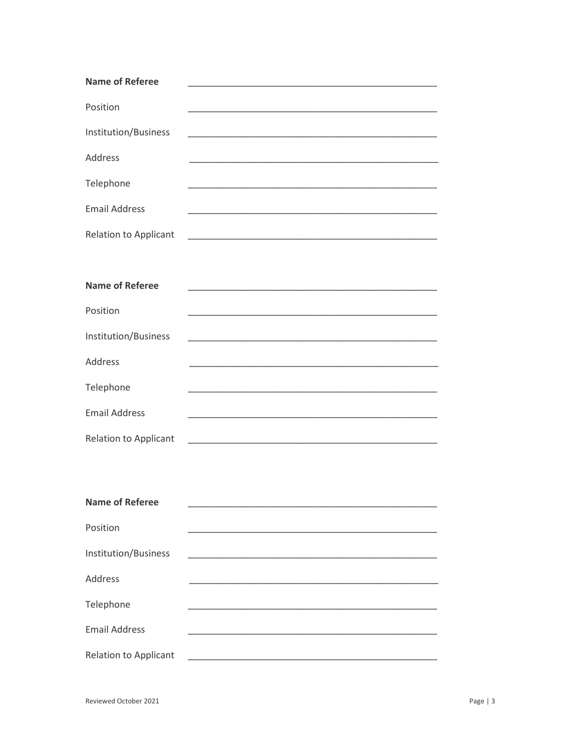**Name of Referee** _______________________________________________

Position _______________________________________________

Institution/Business _______________________________________________

Address _______________________________________________

Telephone _______________________________________________

Email Address _______________________________________________

Relation to Applicant _______________________________________________

**Name of Referee** _______________________________________________

Position _______________________________________________

Institution/Business _______________________________________________

Address _______________________________________________

Telephone _______________________________________________

Email Address _______________________________________________

Relation to Applicant _______________________________________________

**Name of Referee** _______________________________________________

Position _______________________________________________

Institution/Business _______________________________________________

Address _______________________________________________

Telephone _______________________________________________

Email Address _______________________________________________

Relation to Applicant _______________________________________________

Reviewed October 2021